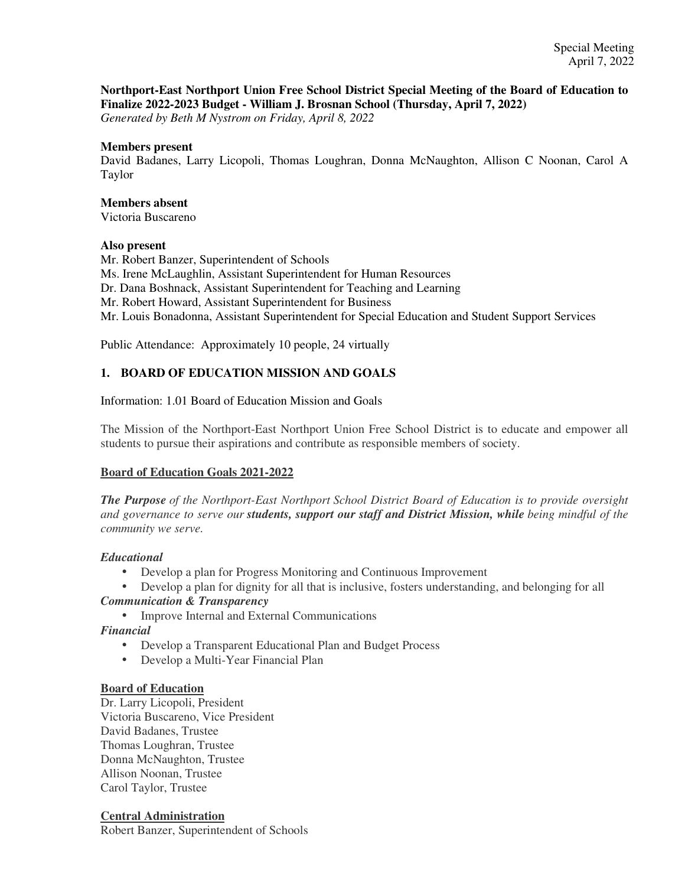**Northport-East Northport Union Free School District Special Meeting of the Board of Education to Finalize 2022-2023 Budget - William J. Brosnan School (Thursday, April 7, 2022)**
*Generated by Beth M Nystrom on Friday, April 8, 2022*

**Members present**
David Badanes, Larry Licopoli, Thomas Loughran, Donna McNaughton, Allison C Noonan, Carol A Taylor

**Members absent**
Victoria Buscareno

**Also present**
Mr. Robert Banzer, Superintendent of Schools
Ms. Irene McLaughlin, Assistant Superintendent for Human Resources
Dr. Dana Boshnack, Assistant Superintendent for Teaching and Learning
Mr. Robert Howard, Assistant Superintendent for Business
Mr. Louis Bonadonna, Assistant Superintendent for Special Education and Student Support Services

Public Attendance: Approximately 10 people, 24 virtually

## 1. BOARD OF EDUCATION MISSION AND GOALS

Information: 1.01 Board of Education Mission and Goals

The Mission of the Northport-East Northport Union Free School District is to educate and empower all students to pursue their aspirations and contribute as responsible members of society.

**Board of Education Goals 2021-2022**

***The Purpose*** *of the Northport-East Northport School District Board of Education is to provide oversight and governance to serve our* ***students, support our staff and District Mission, while*** *being mindful of the community we serve.*

***Educational***

- Develop a plan for Progress Monitoring and Continuous Improvement
- Develop a plan for dignity for all that is inclusive, fosters understanding, and belonging for all

***Communication & Transparency***

- Improve Internal and External Communications

***Financial***

- Develop a Transparent Educational Plan and Budget Process
- Develop a Multi-Year Financial Plan

**Board of Education**
Dr. Larry Licopoli, President
Victoria Buscareno, Vice President
David Badanes, Trustee
Thomas Loughran, Trustee
Donna McNaughton, Trustee
Allison Noonan, Trustee
Carol Taylor, Trustee

**Central Administration**
Robert Banzer, Superintendent of Schools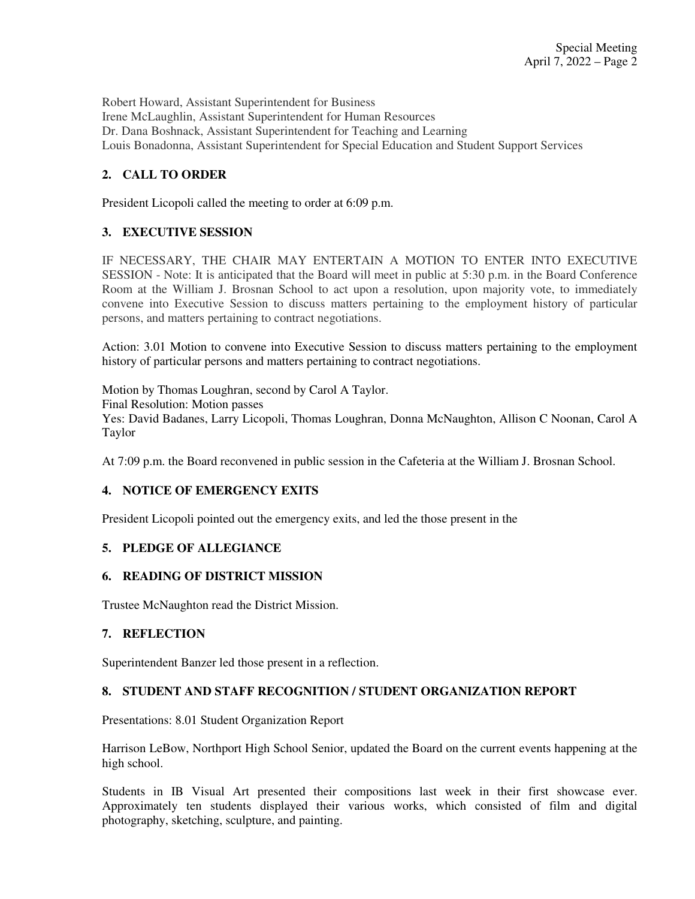Robert Howard, Assistant Superintendent for Business
Irene McLaughlin, Assistant Superintendent for Human Resources
Dr. Dana Boshnack, Assistant Superintendent for Teaching and Learning
Louis Bonadonna, Assistant Superintendent for Special Education and Student Support Services

## 2. CALL TO ORDER

President Licopoli called the meeting to order at 6:09 p.m.

## 3. EXECUTIVE SESSION

IF NECESSARY, THE CHAIR MAY ENTERTAIN A MOTION TO ENTER INTO EXECUTIVE SESSION - Note: It is anticipated that the Board will meet in public at 5:30 p.m. in the Board Conference Room at the William J. Brosnan School to act upon a resolution, upon majority vote, to immediately convene into Executive Session to discuss matters pertaining to the employment history of particular persons, and matters pertaining to contract negotiations.

Action: 3.01 Motion to convene into Executive Session to discuss matters pertaining to the employment history of particular persons and matters pertaining to contract negotiations.

Motion by Thomas Loughran, second by Carol A Taylor.
Final Resolution: Motion passes
Yes: David Badanes, Larry Licopoli, Thomas Loughran, Donna McNaughton, Allison C Noonan, Carol A Taylor

At 7:09 p.m. the Board reconvened in public session in the Cafeteria at the William J. Brosnan School.

## 4. NOTICE OF EMERGENCY EXITS

President Licopoli pointed out the emergency exits, and led the those present in the

## 5. PLEDGE OF ALLEGIANCE

## 6. READING OF DISTRICT MISSION

Trustee McNaughton read the District Mission.

## 7. REFLECTION

Superintendent Banzer led those present in a reflection.

## 8. STUDENT AND STAFF RECOGNITION / STUDENT ORGANIZATION REPORT

Presentations: 8.01 Student Organization Report

Harrison LeBow, Northport High School Senior, updated the Board on the current events happening at the high school.

Students in IB Visual Art presented their compositions last week in their first showcase ever. Approximately ten students displayed their various works, which consisted of film and digital photography, sketching, sculpture, and painting.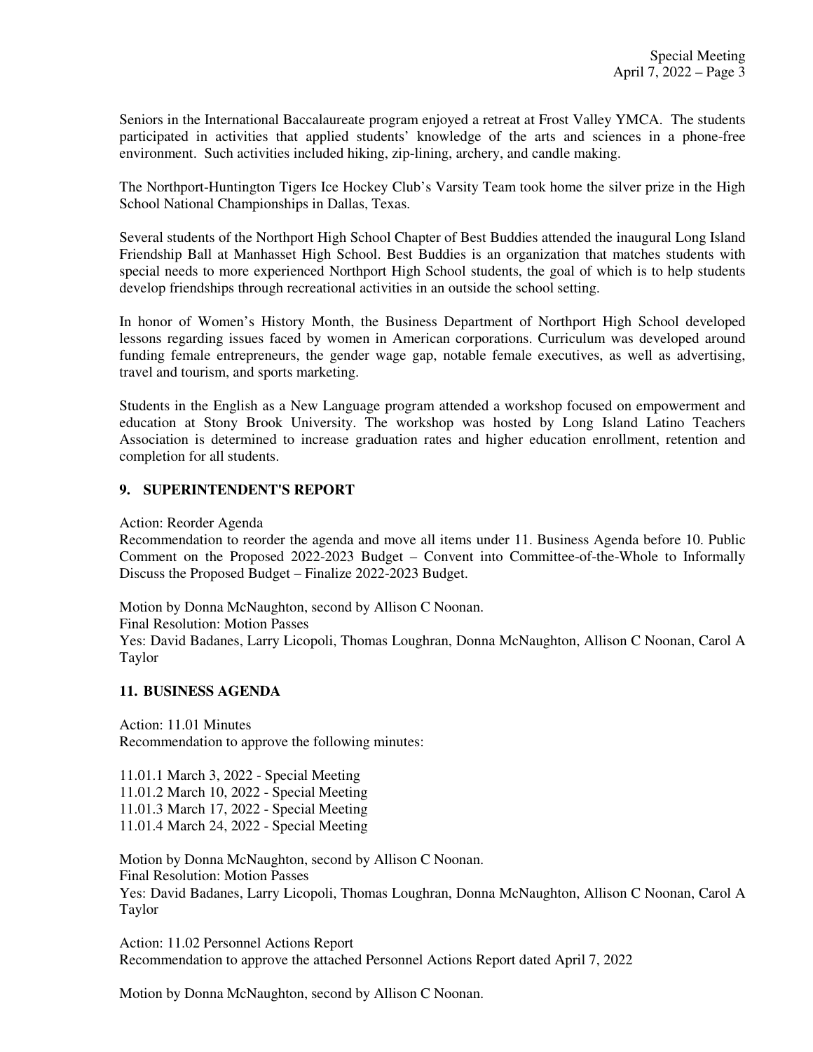Seniors in the International Baccalaureate program enjoyed a retreat at Frost Valley YMCA. The students participated in activities that applied students' knowledge of the arts and sciences in a phone-free environment. Such activities included hiking, zip-lining, archery, and candle making.

The Northport-Huntington Tigers Ice Hockey Club's Varsity Team took home the silver prize in the High School National Championships in Dallas, Texas.

Several students of the Northport High School Chapter of Best Buddies attended the inaugural Long Island Friendship Ball at Manhasset High School. Best Buddies is an organization that matches students with special needs to more experienced Northport High School students, the goal of which is to help students develop friendships through recreational activities in an outside the school setting.

In honor of Women's History Month, the Business Department of Northport High School developed lessons regarding issues faced by women in American corporations. Curriculum was developed around funding female entrepreneurs, the gender wage gap, notable female executives, as well as advertising, travel and tourism, and sports marketing.

Students in the English as a New Language program attended a workshop focused on empowerment and education at Stony Brook University. The workshop was hosted by Long Island Latino Teachers Association is determined to increase graduation rates and higher education enrollment, retention and completion for all students.

## 9. SUPERINTENDENT'S REPORT

Action: Reorder Agenda
Recommendation to reorder the agenda and move all items under 11. Business Agenda before 10. Public Comment on the Proposed 2022-2023 Budget – Convent into Committee-of-the-Whole to Informally Discuss the Proposed Budget – Finalize 2022-2023 Budget.

Motion by Donna McNaughton, second by Allison C Noonan.
Final Resolution: Motion Passes
Yes: David Badanes, Larry Licopoli, Thomas Loughran, Donna McNaughton, Allison C Noonan, Carol A Taylor

## 11. BUSINESS AGENDA

Action: 11.01 Minutes
Recommendation to approve the following minutes:

11.01.1 March 3, 2022 - Special Meeting
11.01.2 March 10, 2022 - Special Meeting
11.01.3 March 17, 2022 - Special Meeting
11.01.4 March 24, 2022 - Special Meeting

Motion by Donna McNaughton, second by Allison C Noonan.
Final Resolution: Motion Passes
Yes: David Badanes, Larry Licopoli, Thomas Loughran, Donna McNaughton, Allison C Noonan, Carol A Taylor

Action: 11.02 Personnel Actions Report
Recommendation to approve the attached Personnel Actions Report dated April 7, 2022

Motion by Donna McNaughton, second by Allison C Noonan.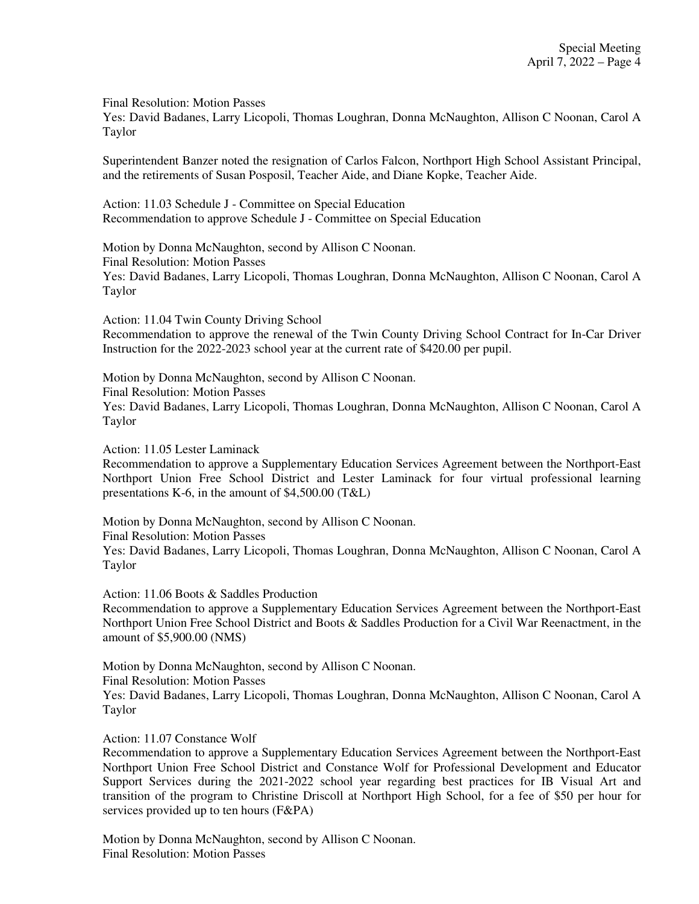Final Resolution: Motion Passes
Yes: David Badanes, Larry Licopoli, Thomas Loughran, Donna McNaughton, Allison C Noonan, Carol A Taylor

Superintendent Banzer noted the resignation of Carlos Falcon, Northport High School Assistant Principal, and the retirements of Susan Posposil, Teacher Aide, and Diane Kopke, Teacher Aide.

Action: 11.03 Schedule J - Committee on Special Education
Recommendation to approve Schedule J - Committee on Special Education

Motion by Donna McNaughton, second by Allison C Noonan.
Final Resolution: Motion Passes
Yes: David Badanes, Larry Licopoli, Thomas Loughran, Donna McNaughton, Allison C Noonan, Carol A Taylor

Action: 11.04 Twin County Driving School
Recommendation to approve the renewal of the Twin County Driving School Contract for In-Car Driver Instruction for the 2022-2023 school year at the current rate of $420.00 per pupil.

Motion by Donna McNaughton, second by Allison C Noonan.
Final Resolution: Motion Passes
Yes: David Badanes, Larry Licopoli, Thomas Loughran, Donna McNaughton, Allison C Noonan, Carol A Taylor

Action: 11.05 Lester Laminack
Recommendation to approve a Supplementary Education Services Agreement between the Northport-East Northport Union Free School District and Lester Laminack for four virtual professional learning presentations K-6, in the amount of $4,500.00 (T&L)

Motion by Donna McNaughton, second by Allison C Noonan.
Final Resolution: Motion Passes
Yes: David Badanes, Larry Licopoli, Thomas Loughran, Donna McNaughton, Allison C Noonan, Carol A Taylor

Action: 11.06 Boots & Saddles Production
Recommendation to approve a Supplementary Education Services Agreement between the Northport-East Northport Union Free School District and Boots & Saddles Production for a Civil War Reenactment, in the amount of $5,900.00 (NMS)

Motion by Donna McNaughton, second by Allison C Noonan.
Final Resolution: Motion Passes
Yes: David Badanes, Larry Licopoli, Thomas Loughran, Donna McNaughton, Allison C Noonan, Carol A Taylor

Action: 11.07 Constance Wolf
Recommendation to approve a Supplementary Education Services Agreement between the Northport-East Northport Union Free School District and Constance Wolf for Professional Development and Educator Support Services during the 2021-2022 school year regarding best practices for IB Visual Art and transition of the program to Christine Driscoll at Northport High School, for a fee of $50 per hour for services provided up to ten hours (F&PA)

Motion by Donna McNaughton, second by Allison C Noonan.
Final Resolution: Motion Passes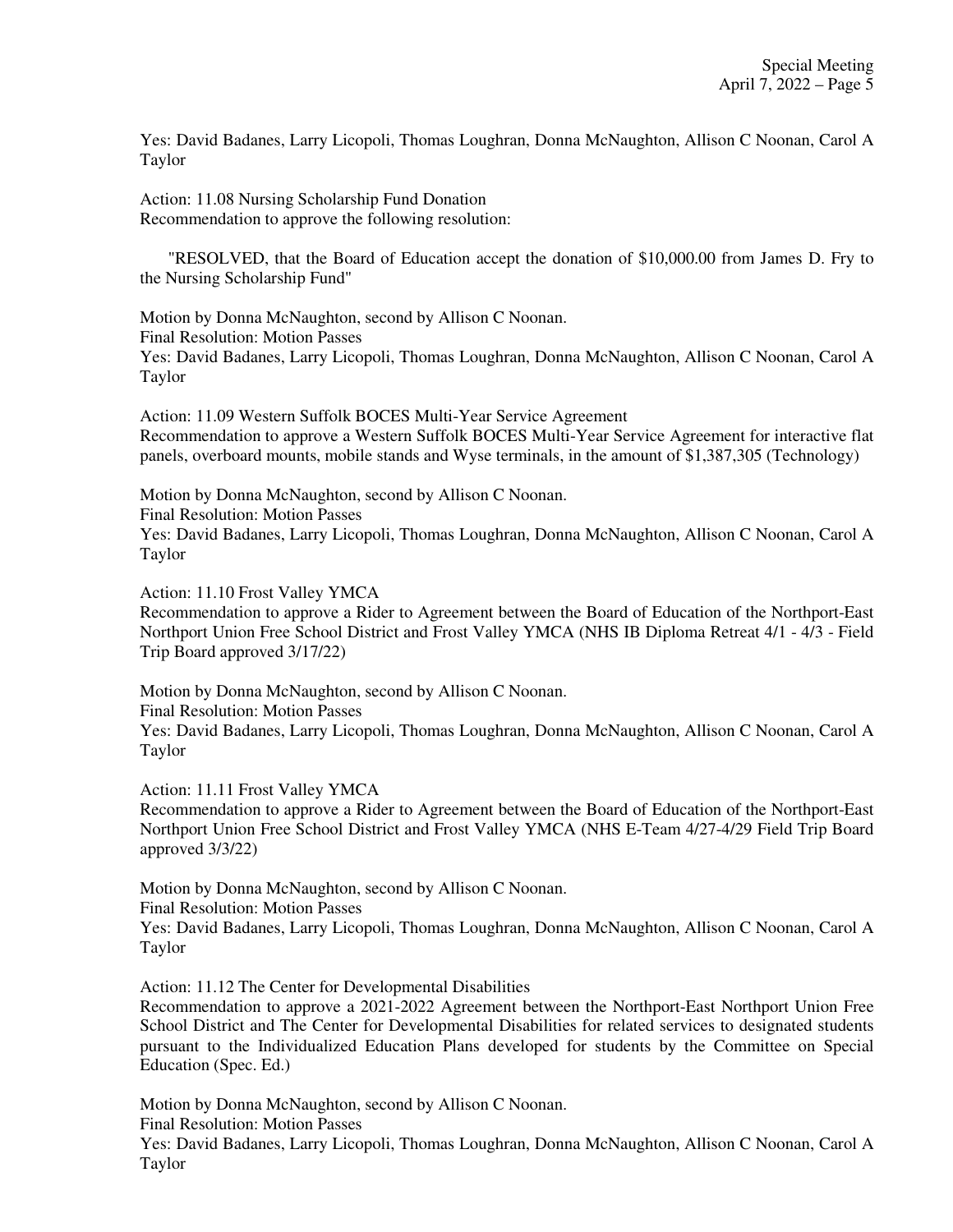Yes: David Badanes, Larry Licopoli, Thomas Loughran, Donna McNaughton, Allison C Noonan, Carol A Taylor

Action: 11.08 Nursing Scholarship Fund Donation
Recommendation to approve the following resolution:

"RESOLVED, that the Board of Education accept the donation of $10,000.00 from James D. Fry to the Nursing Scholarship Fund"

Motion by Donna McNaughton, second by Allison C Noonan.
Final Resolution: Motion Passes
Yes: David Badanes, Larry Licopoli, Thomas Loughran, Donna McNaughton, Allison C Noonan, Carol A Taylor

Action: 11.09 Western Suffolk BOCES Multi-Year Service Agreement
Recommendation to approve a Western Suffolk BOCES Multi-Year Service Agreement for interactive flat panels, overboard mounts, mobile stands and Wyse terminals, in the amount of $1,387,305 (Technology)

Motion by Donna McNaughton, second by Allison C Noonan.
Final Resolution: Motion Passes
Yes: David Badanes, Larry Licopoli, Thomas Loughran, Donna McNaughton, Allison C Noonan, Carol A Taylor

Action: 11.10 Frost Valley YMCA
Recommendation to approve a Rider to Agreement between the Board of Education of the Northport-East Northport Union Free School District and Frost Valley YMCA (NHS IB Diploma Retreat 4/1 - 4/3 - Field Trip Board approved 3/17/22)

Motion by Donna McNaughton, second by Allison C Noonan.
Final Resolution: Motion Passes
Yes: David Badanes, Larry Licopoli, Thomas Loughran, Donna McNaughton, Allison C Noonan, Carol A Taylor

Action: 11.11 Frost Valley YMCA
Recommendation to approve a Rider to Agreement between the Board of Education of the Northport-East Northport Union Free School District and Frost Valley YMCA (NHS E-Team 4/27-4/29 Field Trip Board approved 3/3/22)

Motion by Donna McNaughton, second by Allison C Noonan.
Final Resolution: Motion Passes
Yes: David Badanes, Larry Licopoli, Thomas Loughran, Donna McNaughton, Allison C Noonan, Carol A Taylor

Action: 11.12 The Center for Developmental Disabilities
Recommendation to approve a 2021-2022 Agreement between the Northport-East Northport Union Free School District and The Center for Developmental Disabilities for related services to designated students pursuant to the Individualized Education Plans developed for students by the Committee on Special Education (Spec. Ed.)

Motion by Donna McNaughton, second by Allison C Noonan.
Final Resolution: Motion Passes
Yes: David Badanes, Larry Licopoli, Thomas Loughran, Donna McNaughton, Allison C Noonan, Carol A Taylor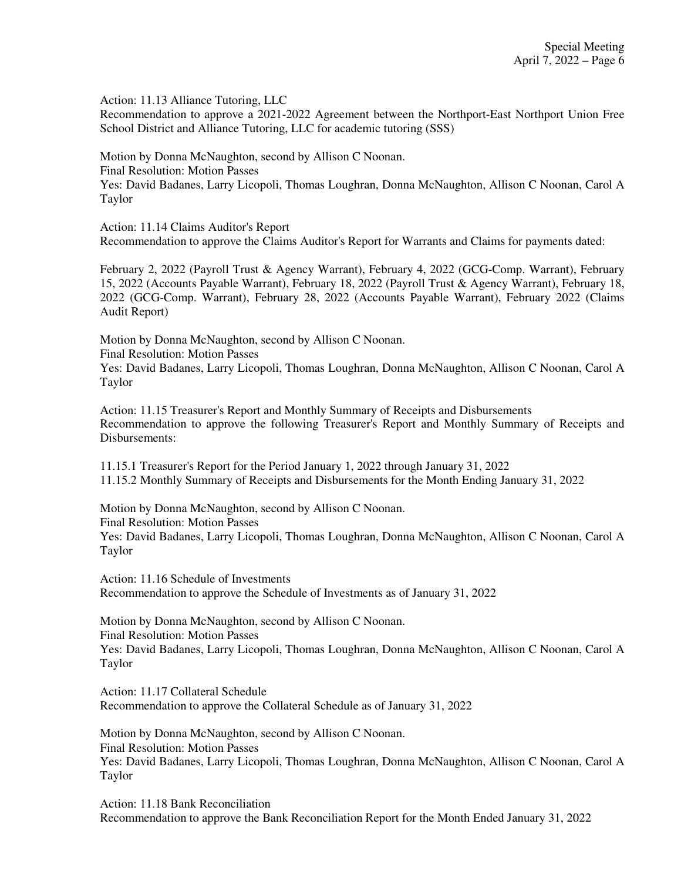Action: 11.13 Alliance Tutoring, LLC
Recommendation to approve a 2021-2022 Agreement between the Northport-East Northport Union Free School District and Alliance Tutoring, LLC for academic tutoring (SSS)

Motion by Donna McNaughton, second by Allison C Noonan.
Final Resolution: Motion Passes
Yes: David Badanes, Larry Licopoli, Thomas Loughran, Donna McNaughton, Allison C Noonan, Carol A Taylor

Action: 11.14 Claims Auditor's Report
Recommendation to approve the Claims Auditor's Report for Warrants and Claims for payments dated:

February 2, 2022 (Payroll Trust & Agency Warrant), February 4, 2022 (GCG-Comp. Warrant), February 15, 2022 (Accounts Payable Warrant), February 18, 2022 (Payroll Trust & Agency Warrant), February 18, 2022 (GCG-Comp. Warrant), February 28, 2022 (Accounts Payable Warrant), February 2022 (Claims Audit Report)

Motion by Donna McNaughton, second by Allison C Noonan.
Final Resolution: Motion Passes
Yes: David Badanes, Larry Licopoli, Thomas Loughran, Donna McNaughton, Allison C Noonan, Carol A Taylor

Action: 11.15 Treasurer's Report and Monthly Summary of Receipts and Disbursements
Recommendation to approve the following Treasurer's Report and Monthly Summary of Receipts and Disbursements:

11.15.1 Treasurer's Report for the Period January 1, 2022 through January 31, 2022
11.15.2 Monthly Summary of Receipts and Disbursements for the Month Ending January 31, 2022

Motion by Donna McNaughton, second by Allison C Noonan.
Final Resolution: Motion Passes
Yes: David Badanes, Larry Licopoli, Thomas Loughran, Donna McNaughton, Allison C Noonan, Carol A Taylor

Action: 11.16 Schedule of Investments
Recommendation to approve the Schedule of Investments as of January 31, 2022

Motion by Donna McNaughton, second by Allison C Noonan.
Final Resolution: Motion Passes
Yes: David Badanes, Larry Licopoli, Thomas Loughran, Donna McNaughton, Allison C Noonan, Carol A Taylor

Action: 11.17 Collateral Schedule
Recommendation to approve the Collateral Schedule as of January 31, 2022

Motion by Donna McNaughton, second by Allison C Noonan.
Final Resolution: Motion Passes
Yes: David Badanes, Larry Licopoli, Thomas Loughran, Donna McNaughton, Allison C Noonan, Carol A Taylor

Action: 11.18 Bank Reconciliation
Recommendation to approve the Bank Reconciliation Report for the Month Ended January 31, 2022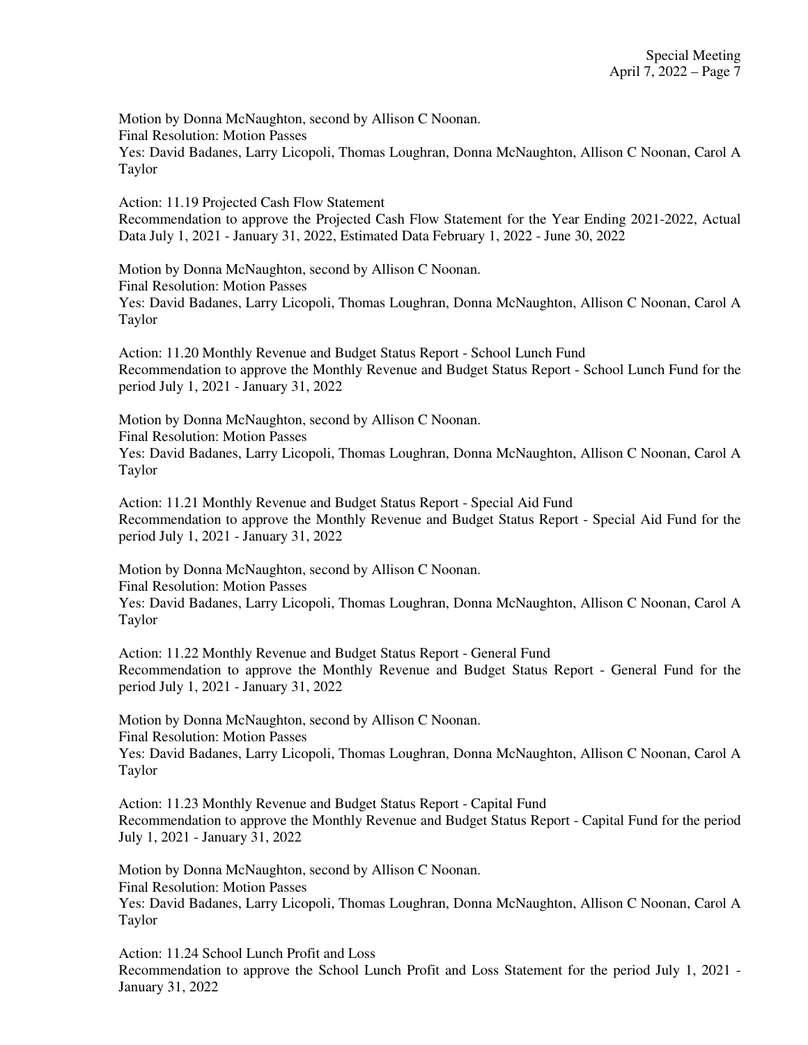Motion by Donna McNaughton, second by Allison C Noonan.
Final Resolution: Motion Passes
Yes: David Badanes, Larry Licopoli, Thomas Loughran, Donna McNaughton, Allison C Noonan, Carol A Taylor

Action: 11.19 Projected Cash Flow Statement
Recommendation to approve the Projected Cash Flow Statement for the Year Ending 2021-2022, Actual Data July 1, 2021 - January 31, 2022, Estimated Data February 1, 2022 - June 30, 2022

Motion by Donna McNaughton, second by Allison C Noonan.
Final Resolution: Motion Passes
Yes: David Badanes, Larry Licopoli, Thomas Loughran, Donna McNaughton, Allison C Noonan, Carol A Taylor

Action: 11.20 Monthly Revenue and Budget Status Report - School Lunch Fund
Recommendation to approve the Monthly Revenue and Budget Status Report - School Lunch Fund for the period July 1, 2021 - January 31, 2022

Motion by Donna McNaughton, second by Allison C Noonan.
Final Resolution: Motion Passes
Yes: David Badanes, Larry Licopoli, Thomas Loughran, Donna McNaughton, Allison C Noonan, Carol A Taylor

Action: 11.21 Monthly Revenue and Budget Status Report - Special Aid Fund
Recommendation to approve the Monthly Revenue and Budget Status Report - Special Aid Fund for the period July 1, 2021 - January 31, 2022

Motion by Donna McNaughton, second by Allison C Noonan.
Final Resolution: Motion Passes
Yes: David Badanes, Larry Licopoli, Thomas Loughran, Donna McNaughton, Allison C Noonan, Carol A Taylor

Action: 11.22 Monthly Revenue and Budget Status Report - General Fund
Recommendation to approve the Monthly Revenue and Budget Status Report - General Fund for the period July 1, 2021 - January 31, 2022

Motion by Donna McNaughton, second by Allison C Noonan.
Final Resolution: Motion Passes
Yes: David Badanes, Larry Licopoli, Thomas Loughran, Donna McNaughton, Allison C Noonan, Carol A Taylor

Action: 11.23 Monthly Revenue and Budget Status Report - Capital Fund
Recommendation to approve the Monthly Revenue and Budget Status Report - Capital Fund for the period July 1, 2021 - January 31, 2022

Motion by Donna McNaughton, second by Allison C Noonan.
Final Resolution: Motion Passes
Yes: David Badanes, Larry Licopoli, Thomas Loughran, Donna McNaughton, Allison C Noonan, Carol A Taylor

Action: 11.24 School Lunch Profit and Loss
Recommendation to approve the School Lunch Profit and Loss Statement for the period July 1, 2021 - January 31, 2022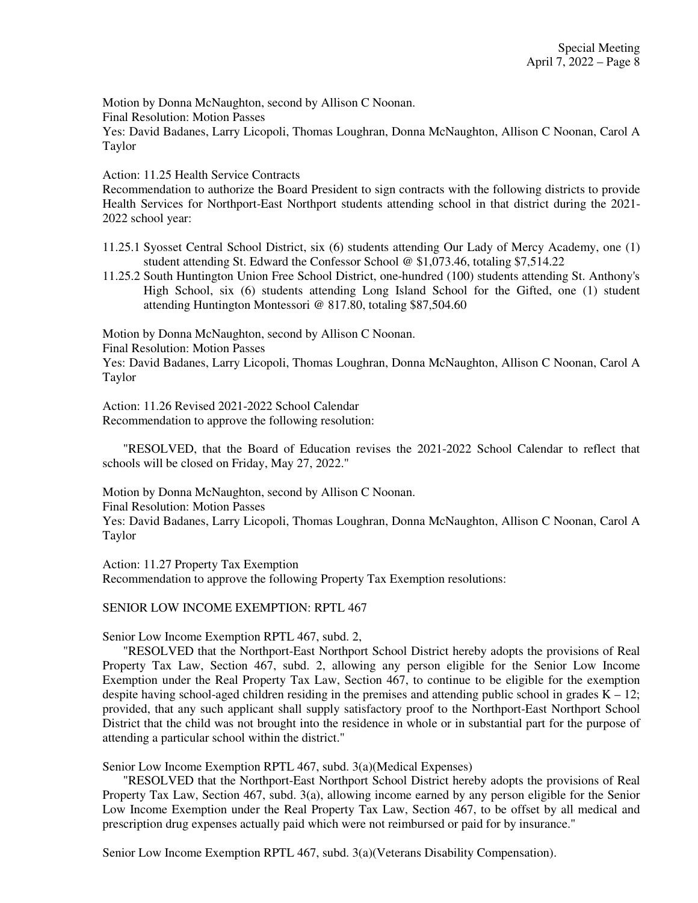Motion by Donna McNaughton, second by Allison C Noonan.
Final Resolution: Motion Passes
Yes: David Badanes, Larry Licopoli, Thomas Loughran, Donna McNaughton, Allison C Noonan, Carol A Taylor

Action: 11.25 Health Service Contracts
Recommendation to authorize the Board President to sign contracts with the following districts to provide Health Services for Northport-East Northport students attending school in that district during the 2021-2022 school year:

11.25.1 Syosset Central School District, six (6) students attending Our Lady of Mercy Academy, one (1) student attending St. Edward the Confessor School @ $1,073.46, totaling $7,514.22

11.25.2 South Huntington Union Free School District, one-hundred (100) students attending St. Anthony's High School, six (6) students attending Long Island School for the Gifted, one (1) student attending Huntington Montessori @ 817.80, totaling $87,504.60

Motion by Donna McNaughton, second by Allison C Noonan.
Final Resolution: Motion Passes
Yes: David Badanes, Larry Licopoli, Thomas Loughran, Donna McNaughton, Allison C Noonan, Carol A Taylor

Action: 11.26 Revised 2021-2022 School Calendar
Recommendation to approve the following resolution:

"RESOLVED, that the Board of Education revises the 2021-2022 School Calendar to reflect that schools will be closed on Friday, May 27, 2022."

Motion by Donna McNaughton, second by Allison C Noonan.
Final Resolution: Motion Passes
Yes: David Badanes, Larry Licopoli, Thomas Loughran, Donna McNaughton, Allison C Noonan, Carol A Taylor

Action: 11.27 Property Tax Exemption
Recommendation to approve the following Property Tax Exemption resolutions:

SENIOR LOW INCOME EXEMPTION: RPTL 467

Senior Low Income Exemption RPTL 467, subd. 2,

"RESOLVED that the Northport-East Northport School District hereby adopts the provisions of Real Property Tax Law, Section 467, subd. 2, allowing any person eligible for the Senior Low Income Exemption under the Real Property Tax Law, Section 467, to continue to be eligible for the exemption despite having school-aged children residing in the premises and attending public school in grades K – 12; provided, that any such applicant shall supply satisfactory proof to the Northport-East Northport School District that the child was not brought into the residence in whole or in substantial part for the purpose of attending a particular school within the district."

Senior Low Income Exemption RPTL 467, subd. 3(a)(Medical Expenses)

"RESOLVED that the Northport-East Northport School District hereby adopts the provisions of Real Property Tax Law, Section 467, subd. 3(a), allowing income earned by any person eligible for the Senior Low Income Exemption under the Real Property Tax Law, Section 467, to be offset by all medical and prescription drug expenses actually paid which were not reimbursed or paid for by insurance."

Senior Low Income Exemption RPTL 467, subd. 3(a)(Veterans Disability Compensation).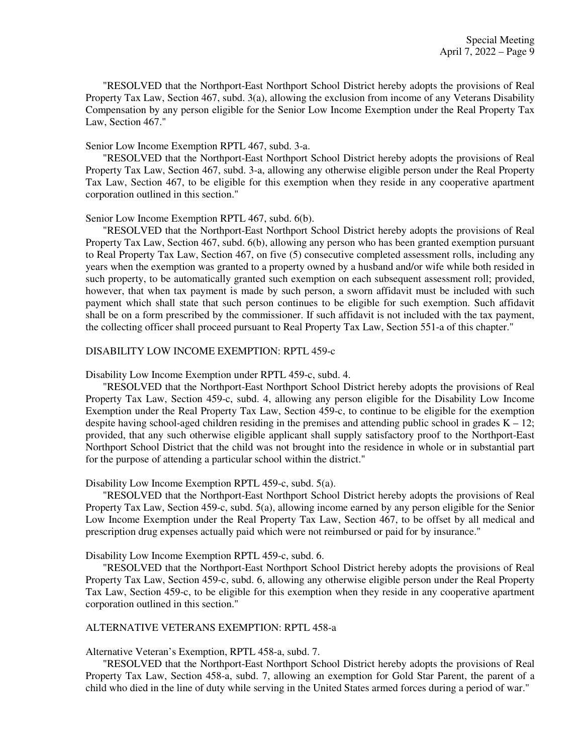"RESOLVED that the Northport-East Northport School District hereby adopts the provisions of Real Property Tax Law, Section 467, subd. 3(a), allowing the exclusion from income of any Veterans Disability Compensation by any person eligible for the Senior Low Income Exemption under the Real Property Tax Law, Section 467."

Senior Low Income Exemption RPTL 467, subd. 3-a.

"RESOLVED that the Northport-East Northport School District hereby adopts the provisions of Real Property Tax Law, Section 467, subd. 3-a, allowing any otherwise eligible person under the Real Property Tax Law, Section 467, to be eligible for this exemption when they reside in any cooperative apartment corporation outlined in this section."

Senior Low Income Exemption RPTL 467, subd. 6(b).

"RESOLVED that the Northport-East Northport School District hereby adopts the provisions of Real Property Tax Law, Section 467, subd. 6(b), allowing any person who has been granted exemption pursuant to Real Property Tax Law, Section 467, on five (5) consecutive completed assessment rolls, including any years when the exemption was granted to a property owned by a husband and/or wife while both resided in such property, to be automatically granted such exemption on each subsequent assessment roll; provided, however, that when tax payment is made by such person, a sworn affidavit must be included with such payment which shall state that such person continues to be eligible for such exemption. Such affidavit shall be on a form prescribed by the commissioner. If such affidavit is not included with the tax payment, the collecting officer shall proceed pursuant to Real Property Tax Law, Section 551-a of this chapter."

DISABILITY LOW INCOME EXEMPTION: RPTL 459-c

Disability Low Income Exemption under RPTL 459-c, subd. 4.

"RESOLVED that the Northport-East Northport School District hereby adopts the provisions of Real Property Tax Law, Section 459-c, subd. 4, allowing any person eligible for the Disability Low Income Exemption under the Real Property Tax Law, Section 459-c, to continue to be eligible for the exemption despite having school-aged children residing in the premises and attending public school in grades K – 12; provided, that any such otherwise eligible applicant shall supply satisfactory proof to the Northport-East Northport School District that the child was not brought into the residence in whole or in substantial part for the purpose of attending a particular school within the district."

Disability Low Income Exemption RPTL 459-c, subd. 5(a).

"RESOLVED that the Northport-East Northport School District hereby adopts the provisions of Real Property Tax Law, Section 459-c, subd. 5(a), allowing income earned by any person eligible for the Senior Low Income Exemption under the Real Property Tax Law, Section 467, to be offset by all medical and prescription drug expenses actually paid which were not reimbursed or paid for by insurance."

Disability Low Income Exemption RPTL 459-c, subd. 6.

"RESOLVED that the Northport-East Northport School District hereby adopts the provisions of Real Property Tax Law, Section 459-c, subd. 6, allowing any otherwise eligible person under the Real Property Tax Law, Section 459-c, to be eligible for this exemption when they reside in any cooperative apartment corporation outlined in this section."

ALTERNATIVE VETERANS EXEMPTION: RPTL 458-a

Alternative Veteran's Exemption, RPTL 458-a, subd. 7.

"RESOLVED that the Northport-East Northport School District hereby adopts the provisions of Real Property Tax Law, Section 458-a, subd. 7, allowing an exemption for Gold Star Parent, the parent of a child who died in the line of duty while serving in the United States armed forces during a period of war."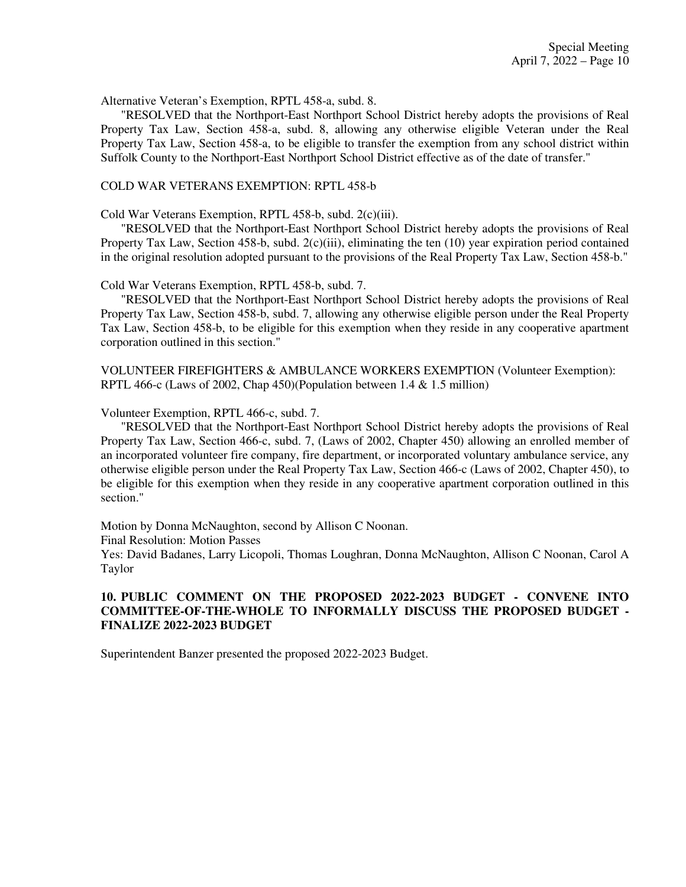Alternative Veteran's Exemption, RPTL 458-a, subd. 8.

"RESOLVED that the Northport-East Northport School District hereby adopts the provisions of Real Property Tax Law, Section 458-a, subd. 8, allowing any otherwise eligible Veteran under the Real Property Tax Law, Section 458-a, to be eligible to transfer the exemption from any school district within Suffolk County to the Northport-East Northport School District effective as of the date of transfer."

COLD WAR VETERANS EXEMPTION: RPTL 458-b

Cold War Veterans Exemption, RPTL 458-b, subd. 2(c)(iii).

"RESOLVED that the Northport-East Northport School District hereby adopts the provisions of Real Property Tax Law, Section 458-b, subd. 2(c)(iii), eliminating the ten (10) year expiration period contained in the original resolution adopted pursuant to the provisions of the Real Property Tax Law, Section 458-b."

Cold War Veterans Exemption, RPTL 458-b, subd. 7.

"RESOLVED that the Northport-East Northport School District hereby adopts the provisions of Real Property Tax Law, Section 458-b, subd. 7, allowing any otherwise eligible person under the Real Property Tax Law, Section 458-b, to be eligible for this exemption when they reside in any cooperative apartment corporation outlined in this section."

VOLUNTEER FIREFIGHTERS & AMBULANCE WORKERS EXEMPTION (Volunteer Exemption): RPTL 466-c (Laws of 2002, Chap 450)(Population between 1.4 & 1.5 million)

Volunteer Exemption, RPTL 466-c, subd. 7.

"RESOLVED that the Northport-East Northport School District hereby adopts the provisions of Real Property Tax Law, Section 466-c, subd. 7, (Laws of 2002, Chapter 450) allowing an enrolled member of an incorporated volunteer fire company, fire department, or incorporated voluntary ambulance service, any otherwise eligible person under the Real Property Tax Law, Section 466-c (Laws of 2002, Chapter 450), to be eligible for this exemption when they reside in any cooperative apartment corporation outlined in this section."

Motion by Donna McNaughton, second by Allison C Noonan.
Final Resolution: Motion Passes
Yes: David Badanes, Larry Licopoli, Thomas Loughran, Donna McNaughton, Allison C Noonan, Carol A Taylor

## 10. PUBLIC COMMENT ON THE PROPOSED 2022-2023 BUDGET - CONVENE INTO COMMITTEE-OF-THE-WHOLE TO INFORMALLY DISCUSS THE PROPOSED BUDGET - FINALIZE 2022-2023 BUDGET

Superintendent Banzer presented the proposed 2022-2023 Budget.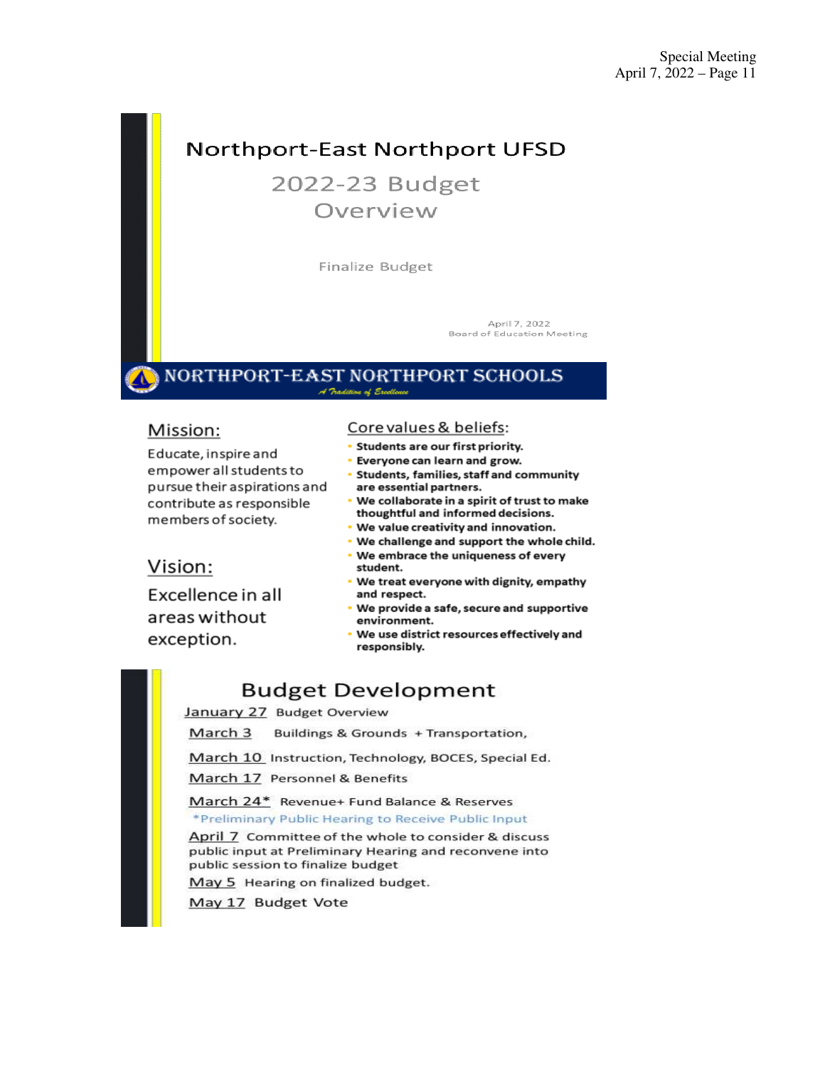# Northport-East Northport UFSD

## 2022-23 Budget Overview

Finalize Budget

April 7, 2022
Board of Education Meeting

---

**NORTHPORT-EAST NORTHPORT SCHOOLS**

*A Tradition of Excellence*

## Mission:

Educate, inspire and empower all students to pursue their aspirations and contribute as responsible members of society.

## Vision:

Excellence in all areas without exception.

## Core values & beliefs:

- **Students are our first priority.**
- **Everyone can learn and grow.**
- **Students, families, staff and community are essential partners.**
- **We collaborate in a spirit of trust to make thoughtful and informed decisions.**
- **We value creativity and innovation.**
- **We challenge and support the whole child.**
- **We embrace the uniqueness of every student.**
- **We treat everyone with dignity, empathy and respect.**
- **We provide a safe, secure and supportive environment.**
- **We use district resources effectively and responsibly.**

---

## Budget Development

January 27 Budget Overview

March 3 Buildings & Grounds + Transportation,

March 10 Instruction, Technology, BOCES, Special Ed.

March 17 Personnel & Benefits

March 24* Revenue+ Fund Balance & Reserves

*Preliminary Public Hearing to Receive Public Input

April 7 Committee of the whole to consider & discuss public input at Preliminary Hearing and reconvene into public session to finalize budget

May 5 Hearing on finalized budget.

May 17 Budget Vote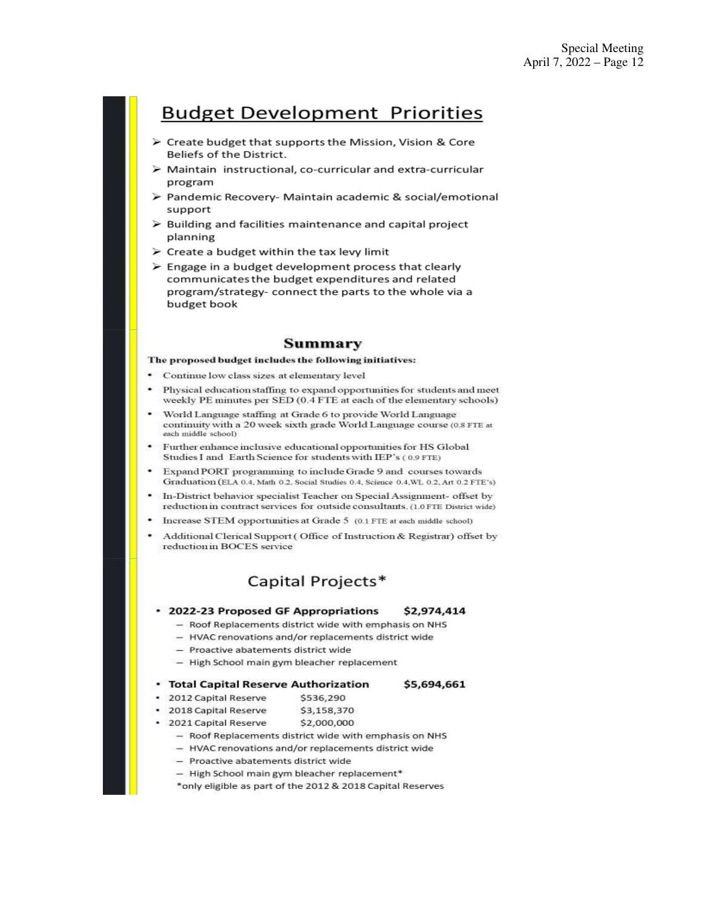# Budget Development Priorities

- Create budget that supports the Mission, Vision & Core Beliefs of the District.
- Maintain instructional, co-curricular and extra-curricular program
- Pandemic Recovery- Maintain academic & social/emotional support
- Building and facilities maintenance and capital project planning
- Create a budget within the tax levy limit
- Engage in a budget development process that clearly communicates the budget expenditures and related program/strategy- connect the parts to the whole via a budget book

## Summary

**The proposed budget includes the following initiatives:**

- Continue low class sizes at elementary level
- Physical education staffing to expand opportunities for students and meet weekly PE minutes per SED (0.4 FTE at each of the elementary schools)
- World Language staffing at Grade 6 to provide World Language continuity with a 20 week sixth grade World Language course (0.8 FTE at each middle school)
- Further enhance inclusive educational opportunities for HS Global Studies I and Earth Science for students with IEP's ( 0.9 FTE)
- Expand PORT programming to include Grade 9 and courses towards Graduation (ELA 0.4, Math 0.2, Social Studies 0.4, Science 0.4,WL 0.2, Art 0.2 FTE's)
- In-District behavior specialist Teacher on Special Assignment- offset by reduction in contract services for outside consultants. (1.0 FTE District wide)
- Increase STEM opportunities at Grade 5 (0.1 FTE at each middle school)
- Additional Clerical Support ( Office of Instruction & Registrar) offset by reduction in BOCES service

## Capital Projects*

- **2022-23 Proposed GF Appropriations $2,974,414**
  - Roof Replacements district wide with emphasis on NHS
  - HVAC renovations and/or replacements district wide
  - Proactive abatements district wide
  - High School main gym bleacher replacement

- **Total Capital Reserve Authorization $5,694,661**
- 2012 Capital Reserve $536,290
- 2018 Capital Reserve $3,158,370
- 2021 Capital Reserve $2,000,000
  - Roof Replacements district wide with emphasis on NHS
  - HVAC renovations and/or replacements district wide
  - Proactive abatements district wide
  - High School main gym bleacher replacement*

*only eligible as part of the 2012 & 2018 Capital Reserves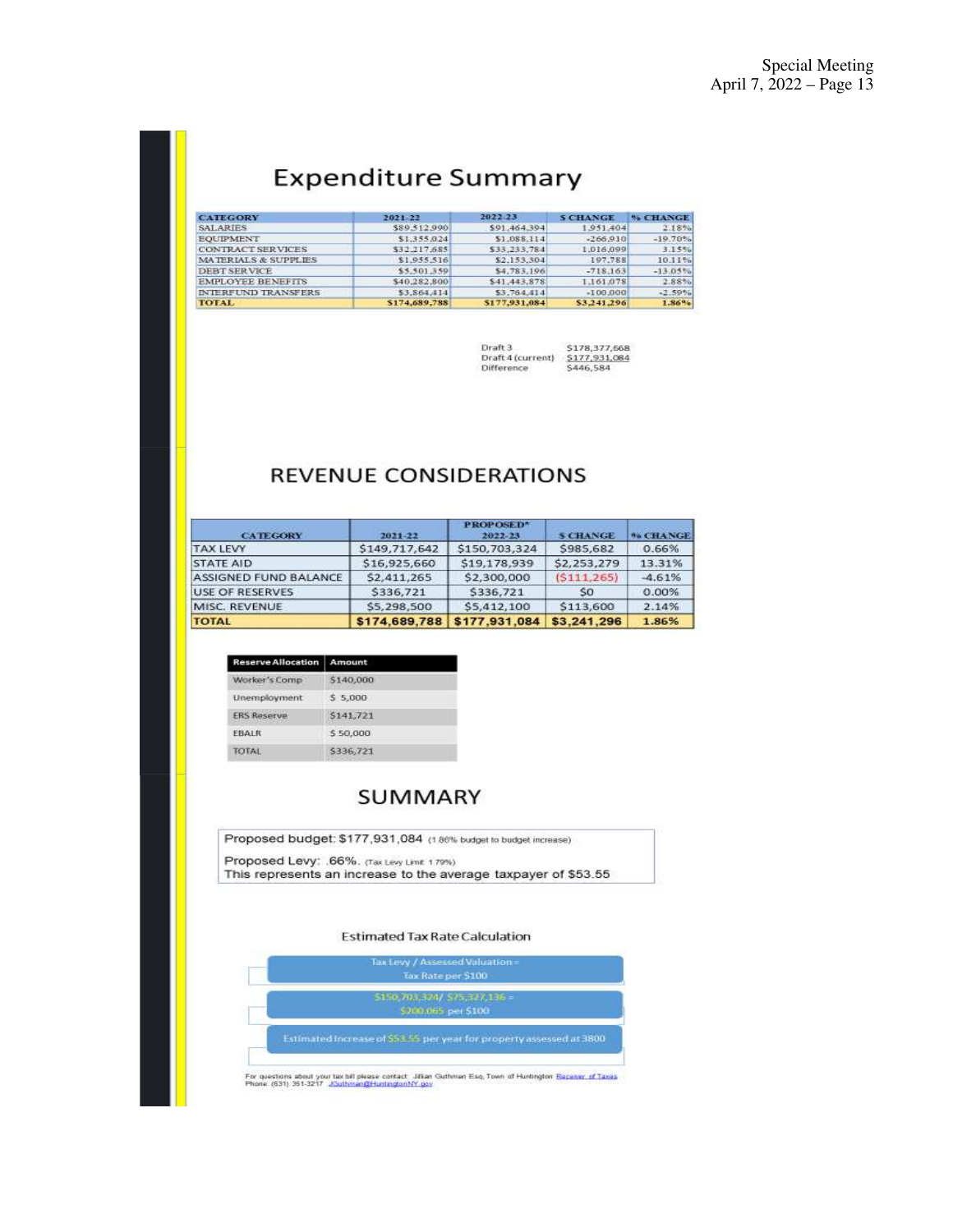# Expenditure Summary

| CATEGORY | 2021-22 | 2022-23 | $ CHANGE | % CHANGE |
|---|---|---|---|---|
| SALARIES | $89,512,990 | $91,464,394 | 1,951,404 | 2.18% |
| EQUIPMENT | $1,355,024 | $1,088,114 | -266,910 | -19.70% |
| CONTRACT SERVICES | $32,217,685 | $33,233,784 | 1,016,099 | 3.15% |
| MATERIALS & SUPPLIES | $1,955,516 | $2,153,304 | 197,788 | 10.11% |
| DEBT SERVICE | $5,501,359 | $4,783,196 | -718,163 | -13.05% |
| EMPLOYEE BENEFITS | $40,282,800 | $41,443,878 | 1,161,078 | 2.88% |
| INTERFUND TRANSFERS | $3,864,414 | $3,764,414 | -100,000 | -2.59% |
| TOTAL | $174,689,788 | $177,931,084 | $3,241,296 | 1.86% |

| | |
|---|---|
| Draft 3 | $178,377,668 |
| Draft 4 (current) | $177,931,084 |
| Difference | $446,584 |

# REVENUE CONSIDERATIONS

| CATEGORY | 2021-22 | PROPOSED* 2022-23 | $ CHANGE | % CHANGE |
|---|---|---|---|---|
| TAX LEVY | $149,717,642 | $150,703,324 | $985,682 | 0.66% |
| STATE AID | $16,925,660 | $19,178,939 | $2,253,279 | 13.31% |
| ASSIGNED FUND BALANCE | $2,411,265 | $2,300,000 | ($111,265) | -4.61% |
| USE OF RESERVES | $336,721 | $336,721 | $0 | 0.00% |
| MISC. REVENUE | $5,298,500 | $5,412,100 | $113,600 | 2.14% |
| TOTAL | $174,689,788 | $177,931,084 | $3,241,296 | 1.86% |

| Reserve Allocation | Amount |
|---|---|
| Worker's Comp | $140,000 |
| Unemployment | $ 5,000 |
| ERS Reserve | $141,721 |
| EBALR | $ 50,000 |
| TOTAL | $336,721 |

# SUMMARY

Proposed budget: $177,931,084 (1.86% budget to budget increase)

Proposed Levy: .66%. (Tax Levy Limit 1.79%)
This represents an increase to the average taxpayer of $53.55

### Estimated Tax Rate Calculation

Tax Levy / Assessed Valuation = Tax Rate per $100

$150,703,324/ $75,327,136 = $200.065 per $100

Estimated Increase of $53.55 per year for property assessed at 3800

For questions about your tax bill please contact: Jillian Guthman Esq, Town of Huntington Receiver of Taxes
Phone: (631) 351-3217 JGuthman@HuntingtonNY.gov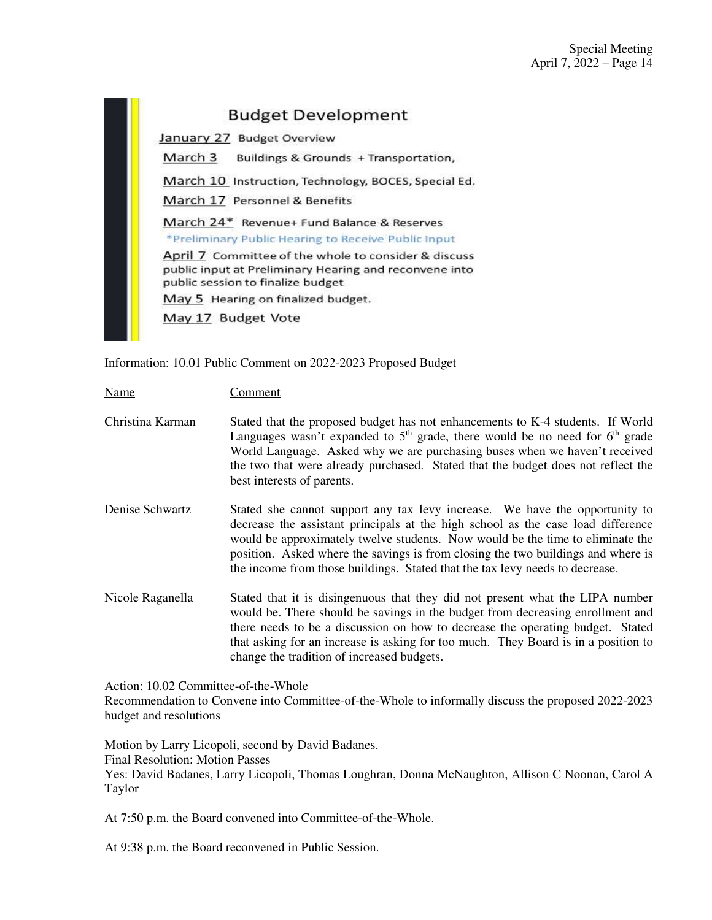## Budget Development

January 27 Budget Overview

March 3 Buildings & Grounds + Transportation,

March 10 Instruction, Technology, BOCES, Special Ed.

March 17 Personnel & Benefits

March 24* Revenue+ Fund Balance & Reserves

*Preliminary Public Hearing to Receive Public Input

April 7 Committee of the whole to consider & discuss public input at Preliminary Hearing and reconvene into public session to finalize budget

May 5 Hearing on finalized budget.

May 17 Budget Vote

Information: 10.01 Public Comment on 2022-2023 Proposed Budget

| Name | Comment |
|---|---|
| Christina Karman | Stated that the proposed budget has not enhancements to K-4 students. If World Languages wasn't expanded to 5th grade, there would be no need for 6th grade World Language. Asked why we are purchasing buses when we haven't received the two that were already purchased. Stated that the budget does not reflect the best interests of parents. |
| Denise Schwartz | Stated she cannot support any tax levy increase. We have the opportunity to decrease the assistant principals at the high school as the case load difference would be approximately twelve students. Now would be the time to eliminate the position. Asked where the savings is from closing the two buildings and where is the income from those buildings. Stated that the tax levy needs to decrease. |
| Nicole Raganella | Stated that it is disingenuous that they did not present what the LIPA number would be. There should be savings in the budget from decreasing enrollment and there needs to be a discussion on how to decrease the operating budget. Stated that asking for an increase is asking for too much. They Board is in a position to change the tradition of increased budgets. |

Action: 10.02 Committee-of-the-Whole
Recommendation to Convene into Committee-of-the-Whole to informally discuss the proposed 2022-2023 budget and resolutions

Motion by Larry Licopoli, second by David Badanes.
Final Resolution: Motion Passes
Yes: David Badanes, Larry Licopoli, Thomas Loughran, Donna McNaughton, Allison C Noonan, Carol A Taylor

At 7:50 p.m. the Board convened into Committee-of-the-Whole.

At 9:38 p.m. the Board reconvened in Public Session.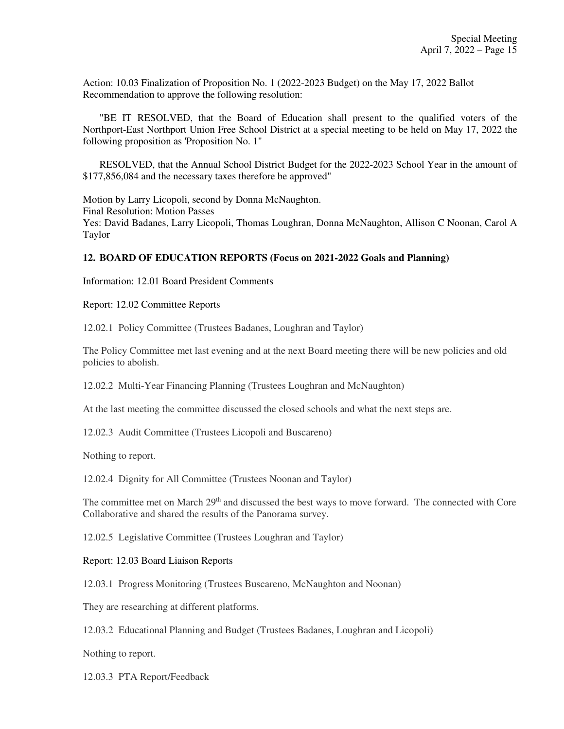Action: 10.03 Finalization of Proposition No. 1 (2022-2023 Budget) on the May 17, 2022 Ballot
Recommendation to approve the following resolution:

"BE IT RESOLVED, that the Board of Education shall present to the qualified voters of the Northport-East Northport Union Free School District at a special meeting to be held on May 17, 2022 the following proposition as 'Proposition No. 1"

RESOLVED, that the Annual School District Budget for the 2022-2023 School Year in the amount of $177,856,084 and the necessary taxes therefore be approved"

Motion by Larry Licopoli, second by Donna McNaughton.
Final Resolution: Motion Passes
Yes: David Badanes, Larry Licopoli, Thomas Loughran, Donna McNaughton, Allison C Noonan, Carol A Taylor

**12. BOARD OF EDUCATION REPORTS (Focus on 2021-2022 Goals and Planning)**

Information: 12.01 Board President Comments

Report: 12.02 Committee Reports

12.02.1 Policy Committee (Trustees Badanes, Loughran and Taylor)

The Policy Committee met last evening and at the next Board meeting there will be new policies and old policies to abolish.

12.02.2 Multi-Year Financing Planning (Trustees Loughran and McNaughton)

At the last meeting the committee discussed the closed schools and what the next steps are.

12.02.3 Audit Committee (Trustees Licopoli and Buscareno)

Nothing to report.

12.02.4 Dignity for All Committee (Trustees Noonan and Taylor)

The committee met on March 29th and discussed the best ways to move forward. The connected with Core Collaborative and shared the results of the Panorama survey.

12.02.5 Legislative Committee (Trustees Loughran and Taylor)

Report: 12.03 Board Liaison Reports

12.03.1 Progress Monitoring (Trustees Buscareno, McNaughton and Noonan)

They are researching at different platforms.

12.03.2 Educational Planning and Budget (Trustees Badanes, Loughran and Licopoli)

Nothing to report.

12.03.3 PTA Report/Feedback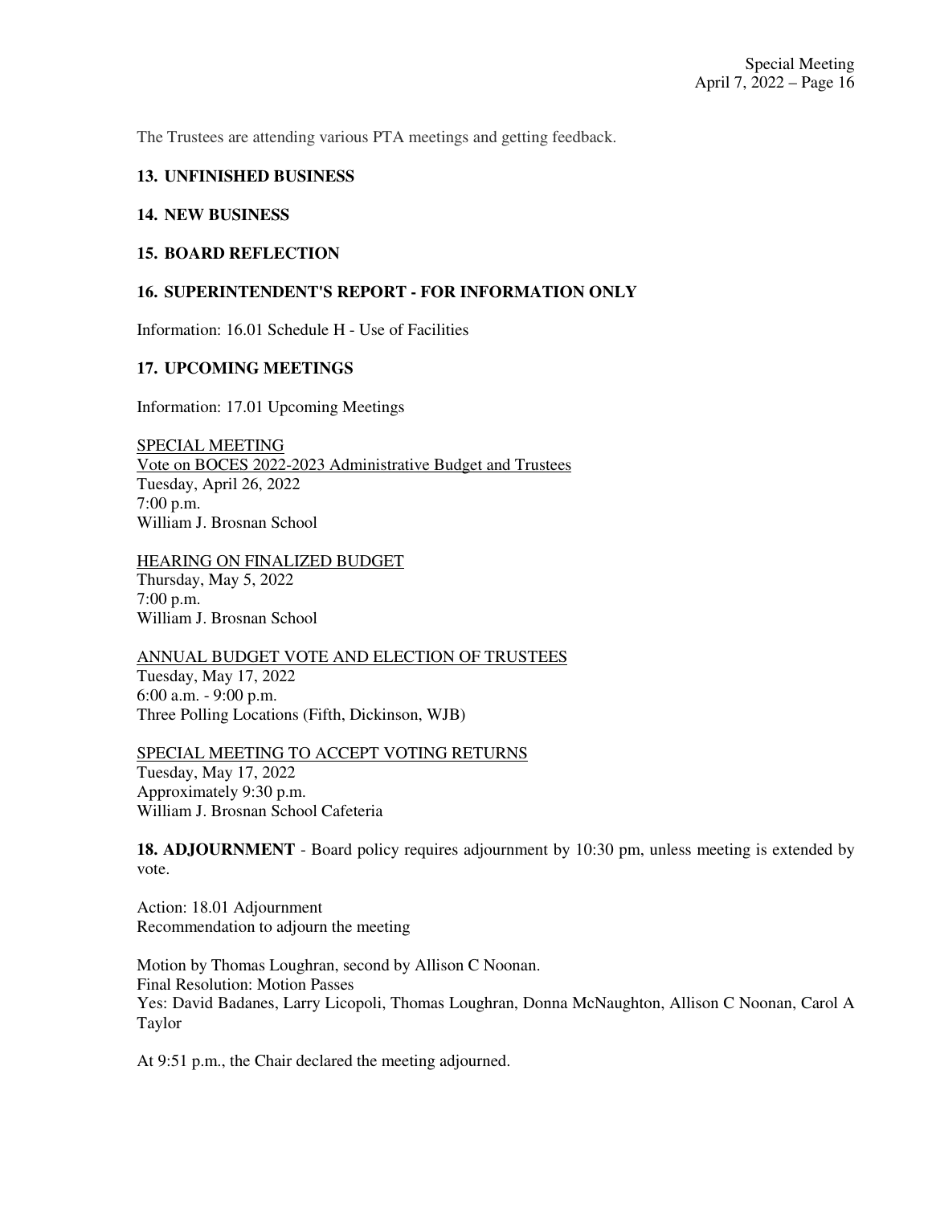The Trustees are attending various PTA meetings and getting feedback.

## 13. UNFINISHED BUSINESS

## 14. NEW BUSINESS

## 15. BOARD REFLECTION

## 16. SUPERINTENDENT'S REPORT - FOR INFORMATION ONLY

Information: 16.01 Schedule H - Use of Facilities

## 17. UPCOMING MEETINGS

Information: 17.01 Upcoming Meetings

<u>SPECIAL MEETING</u>
<u>Vote on BOCES 2022-2023 Administrative Budget and Trustees</u>
Tuesday, April 26, 2022
7:00 p.m.
William J. Brosnan School

<u>HEARING ON FINALIZED BUDGET</u>
Thursday, May 5, 2022
7:00 p.m.
William J. Brosnan School

<u>ANNUAL BUDGET VOTE AND ELECTION OF TRUSTEES</u>
Tuesday, May 17, 2022
6:00 a.m. - 9:00 p.m.
Three Polling Locations (Fifth, Dickinson, WJB)

<u>SPECIAL MEETING TO ACCEPT VOTING RETURNS</u>
Tuesday, May 17, 2022
Approximately 9:30 p.m.
William J. Brosnan School Cafeteria

**18. ADJOURNMENT** - Board policy requires adjournment by 10:30 pm, unless meeting is extended by vote.

Action: 18.01 Adjournment
Recommendation to adjourn the meeting

Motion by Thomas Loughran, second by Allison C Noonan.
Final Resolution: Motion Passes
Yes: David Badanes, Larry Licopoli, Thomas Loughran, Donna McNaughton, Allison C Noonan, Carol A Taylor

At 9:51 p.m., the Chair declared the meeting adjourned.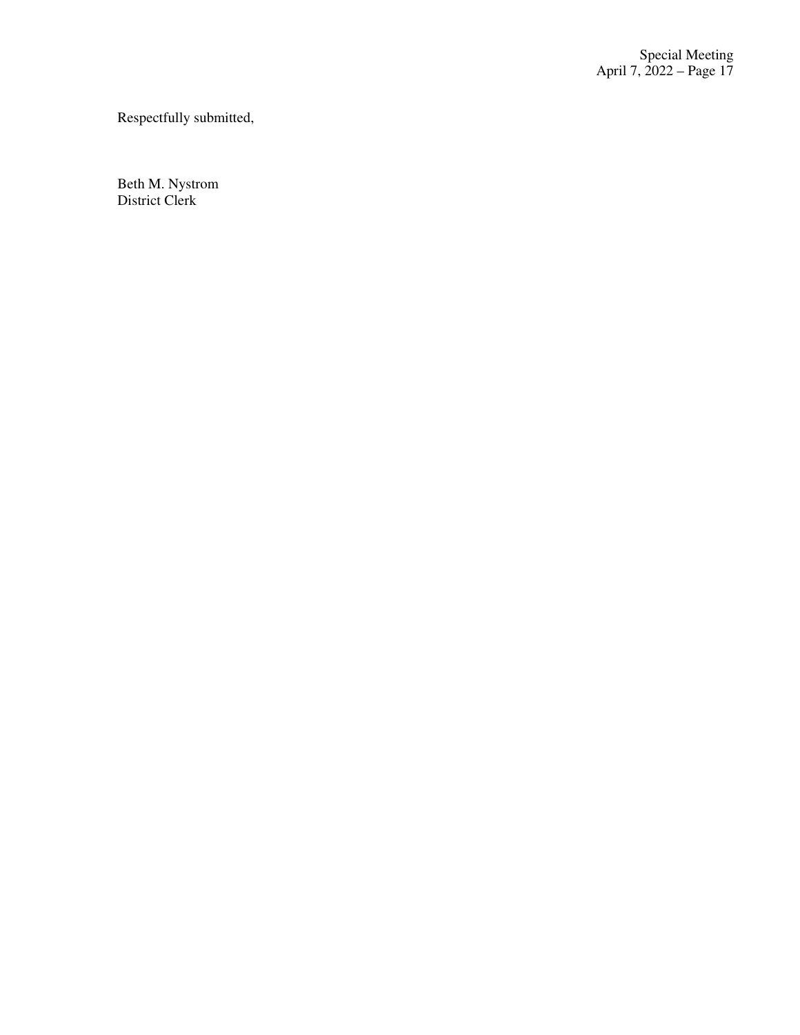Respectfully submitted,

Beth M. Nystrom
District Clerk